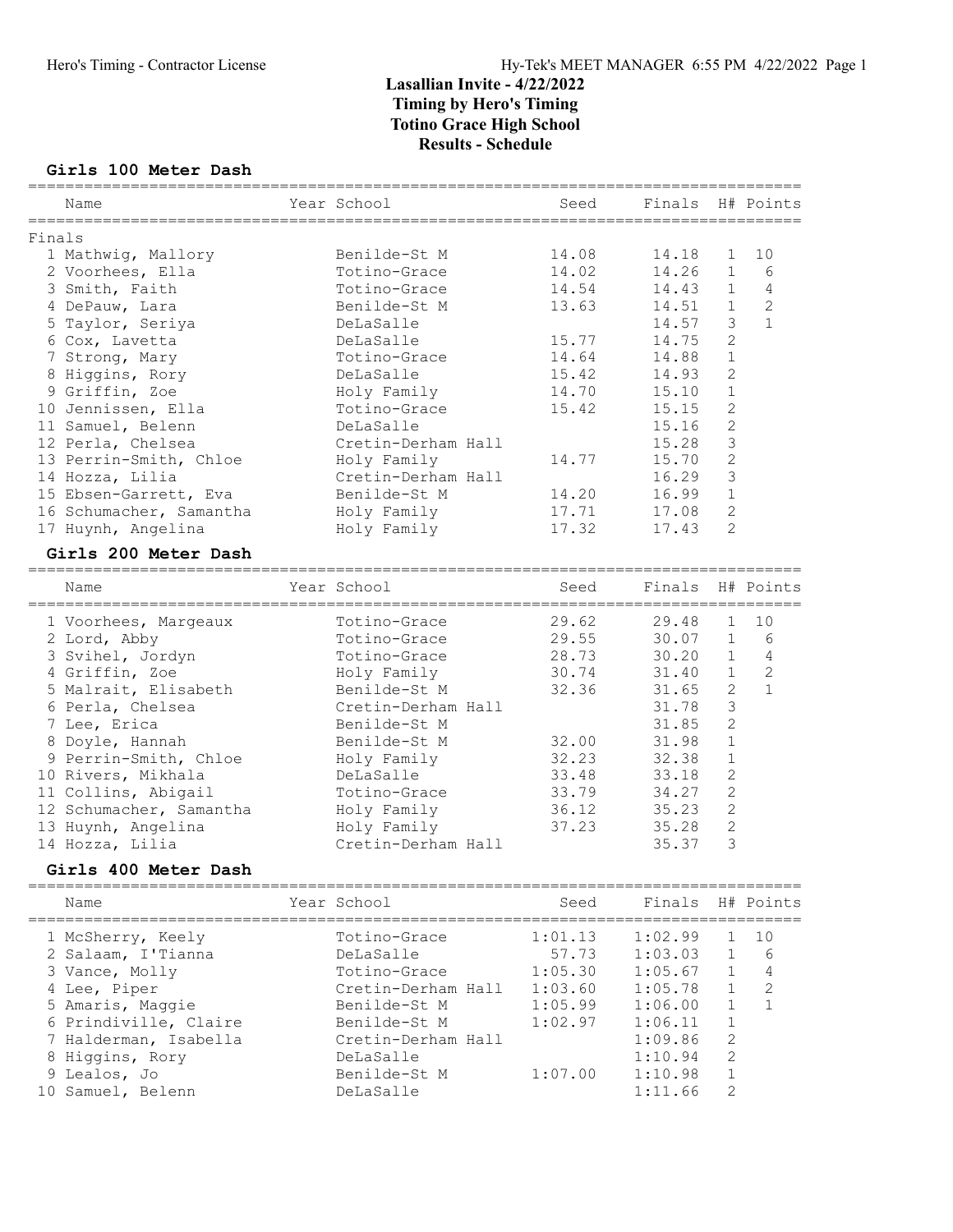# Lasallian Invite - 4/22/2022
## Timing by Hero's Timing
## Totino Grace High School
## Results - Schedule

### Girls 100 Meter Dash

| | Name | Year | School | Seed | Finals | H# | Points |
|---|---|---|---|---|---|---|---|
| **Finals** | | | | | | | |
| 1 | Mathwig, Mallory | | Benilde-St M | 14.08 | 14.18 | 1 | 10 |
| 2 | Voorhees, Ella | | Totino-Grace | 14.02 | 14.26 | 1 | 6 |
| 3 | Smith, Faith | | Totino-Grace | 14.54 | 14.43 | 1 | 4 |
| 4 | DePauw, Lara | | Benilde-St M | 13.63 | 14.51 | 1 | 2 |
| 5 | Taylor, Seriya | | DeLaSalle | | 14.57 | 3 | 1 |
| 6 | Cox, Lavetta | | DeLaSalle | 15.77 | 14.75 | 2 | |
| 7 | Strong, Mary | | Totino-Grace | 14.64 | 14.88 | 1 | |
| 8 | Higgins, Rory | | DeLaSalle | 15.42 | 14.93 | 2 | |
| 9 | Griffin, Zoe | | Holy Family | 14.70 | 15.10 | 1 | |
| 10 | Jennissen, Ella | | Totino-Grace | 15.42 | 15.15 | 2 | |
| 11 | Samuel, Belenn | | DeLaSalle | | 15.16 | 2 | |
| 12 | Perla, Chelsea | | Cretin-Derham Hall | | 15.28 | 3 | |
| 13 | Perrin-Smith, Chloe | | Holy Family | 14.77 | 15.70 | 2 | |
| 14 | Hozza, Lilia | | Cretin-Derham Hall | | 16.29 | 3 | |
| 15 | Ebsen-Garrett, Eva | | Benilde-St M | 14.20 | 16.99 | 1 | |
| 16 | Schumacher, Samantha | | Holy Family | 17.71 | 17.08 | 2 | |
| 17 | Huynh, Angelina | | Holy Family | 17.32 | 17.43 | 2 | |

### Girls 200 Meter Dash

| | Name | Year | School | Seed | Finals | H# | Points |
|---|---|---|---|---|---|---|---|
| 1 | Voorhees, Margeaux | | Totino-Grace | 29.62 | 29.48 | 1 | 10 |
| 2 | Lord, Abby | | Totino-Grace | 29.55 | 30.07 | 1 | 6 |
| 3 | Svihel, Jordyn | | Totino-Grace | 28.73 | 30.20 | 1 | 4 |
| 4 | Griffin, Zoe | | Holy Family | 30.74 | 31.40 | 1 | 2 |
| 5 | Malrait, Elisabeth | | Benilde-St M | 32.36 | 31.65 | 2 | 1 |
| 6 | Perla, Chelsea | | Cretin-Derham Hall | | 31.78 | 3 | |
| 7 | Lee, Erica | | Benilde-St M | | 31.85 | 2 | |
| 8 | Doyle, Hannah | | Benilde-St M | 32.00 | 31.98 | 1 | |
| 9 | Perrin-Smith, Chloe | | Holy Family | 32.23 | 32.38 | 1 | |
| 10 | Rivers, Mikhala | | DeLaSalle | 33.48 | 33.18 | 2 | |
| 11 | Collins, Abigail | | Totino-Grace | 33.79 | 34.27 | 2 | |
| 12 | Schumacher, Samantha | | Holy Family | 36.12 | 35.23 | 2 | |
| 13 | Huynh, Angelina | | Holy Family | 37.23 | 35.28 | 2 | |
| 14 | Hozza, Lilia | | Cretin-Derham Hall | | 35.37 | 3 | |

### Girls 400 Meter Dash

| | Name | Year | School | Seed | Finals | H# | Points |
|---|---|---|---|---|---|---|---|
| 1 | McSherry, Keely | | Totino-Grace | 1:01.13 | 1:02.99 | 1 | 10 |
| 2 | Salaam, I'Tianna | | DeLaSalle | 57.73 | 1:03.03 | 1 | 6 |
| 3 | Vance, Molly | | Totino-Grace | 1:05.30 | 1:05.67 | 1 | 4 |
| 4 | Lee, Piper | | Cretin-Derham Hall | 1:03.60 | 1:05.78 | 1 | 2 |
| 5 | Amaris, Maggie | | Benilde-St M | 1:05.99 | 1:06.00 | 1 | 1 |
| 6 | Prindiville, Claire | | Benilde-St M | 1:02.97 | 1:06.11 | 1 | |
| 7 | Halderman, Isabella | | Cretin-Derham Hall | | 1:09.86 | 2 | |
| 8 | Higgins, Rory | | DeLaSalle | | 1:10.94 | 2 | |
| 9 | Lealos, Jo | | Benilde-St M | 1:07.00 | 1:10.98 | 1 | |
| 10 | Samuel, Belenn | | DeLaSalle | | 1:11.66 | 2 | |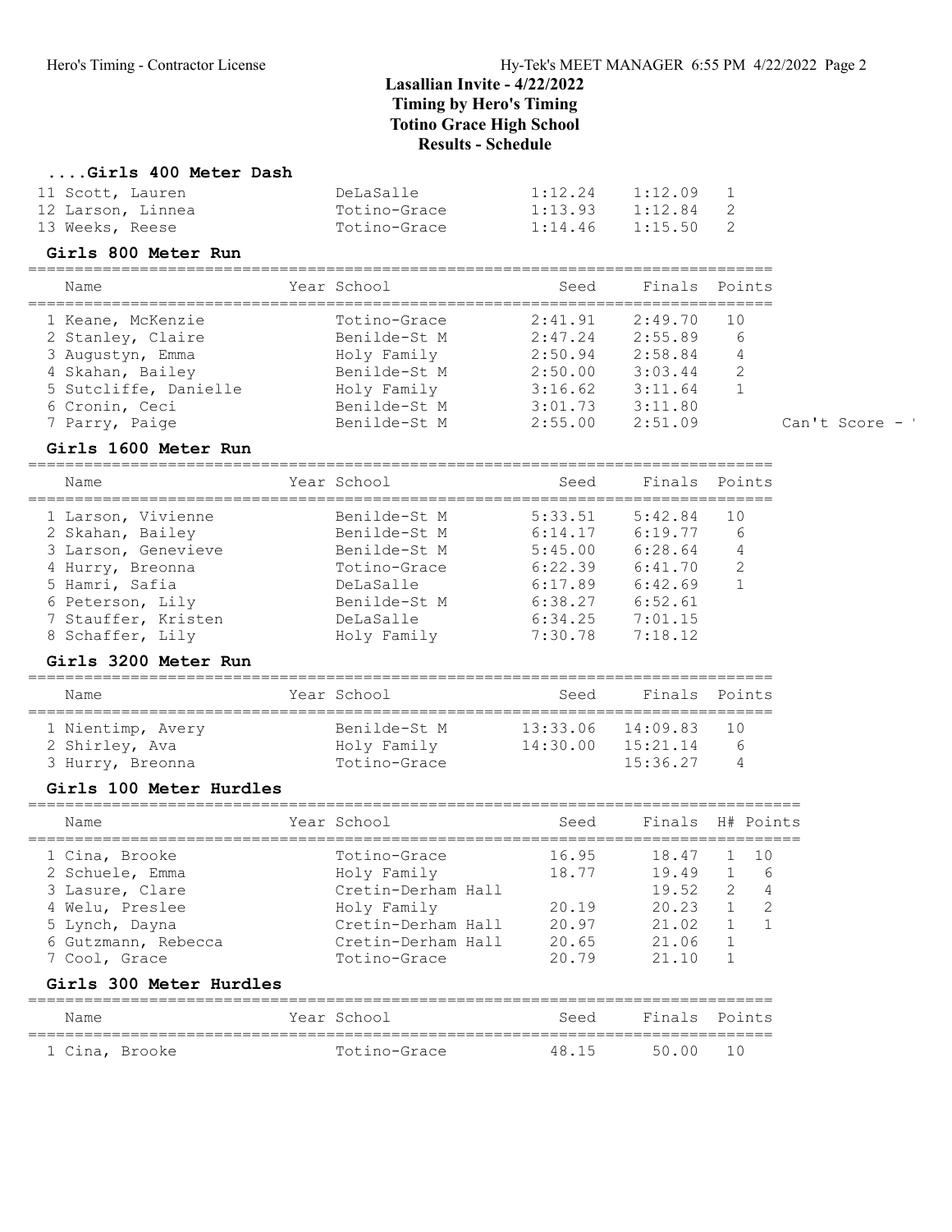## Lasallian Invite - 4/22/2022
### Timing by Hero's Timing
### Totino Grace High School
### Results - Schedule

### ....Girls 400 Meter Dash

| | Name | Year | School | Seed | Finals | H# |
|---|---|---|---|---|---|---|
| 11 | Scott, Lauren | | DeLaSalle | 1:12.24 | 1:12.09 | 1 |
| 12 | Larson, Linnea | | Totino-Grace | 1:13.93 | 1:12.84 | 2 |
| 13 | Weeks, Reese | | Totino-Grace | 1:14.46 | 1:15.50 | 2 |

### Girls 800 Meter Run

| | Name | Year | School | Seed | Finals | Points | |
|---|---|---|---|---|---|---|---|
| 1 | Keane, McKenzie | | Totino-Grace | 2:41.91 | 2:49.70 | 10 | |
| 2 | Stanley, Claire | | Benilde-St M | 2:47.24 | 2:55.89 | 6 | |
| 3 | Augustyn, Emma | | Holy Family | 2:50.94 | 2:58.84 | 4 | |
| 4 | Skahan, Bailey | | Benilde-St M | 2:50.00 | 3:03.44 | 2 | |
| 5 | Sutcliffe, Danielle | | Holy Family | 3:16.62 | 3:11.64 | 1 | |
| 6 | Cronin, Ceci | | Benilde-St M | 3:01.73 | 3:11.80 | | |
| 7 | Parry, Paige | | Benilde-St M | 2:55.00 | 2:51.09 | | Can't Score - ' |

### Girls 1600 Meter Run

| | Name | Year | School | Seed | Finals | Points |
|---|---|---|---|---|---|---|
| 1 | Larson, Vivienne | | Benilde-St M | 5:33.51 | 5:42.84 | 10 |
| 2 | Skahan, Bailey | | Benilde-St M | 6:14.17 | 6:19.77 | 6 |
| 3 | Larson, Genevieve | | Benilde-St M | 5:45.00 | 6:28.64 | 4 |
| 4 | Hurry, Breonna | | Totino-Grace | 6:22.39 | 6:41.70 | 2 |
| 5 | Hamri, Safia | | DeLaSalle | 6:17.89 | 6:42.69 | 1 |
| 6 | Peterson, Lily | | Benilde-St M | 6:38.27 | 6:52.61 | |
| 7 | Stauffer, Kristen | | DeLaSalle | 6:34.25 | 7:01.15 | |
| 8 | Schaffer, Lily | | Holy Family | 7:30.78 | 7:18.12 | |

### Girls 3200 Meter Run

| | Name | Year | School | Seed | Finals | Points |
|---|---|---|---|---|---|---|
| 1 | Nientimp, Avery | | Benilde-St M | 13:33.06 | 14:09.83 | 10 |
| 2 | Shirley, Ava | | Holy Family | 14:30.00 | 15:21.14 | 6 |
| 3 | Hurry, Breonna | | Totino-Grace | | 15:36.27 | 4 |

### Girls 100 Meter Hurdles

| | Name | Year | School | Seed | Finals | H# | Points |
|---|---|---|---|---|---|---|---|
| 1 | Cina, Brooke | | Totino-Grace | 16.95 | 18.47 | 1 | 10 |
| 2 | Schuele, Emma | | Holy Family | 18.77 | 19.49 | 1 | 6 |
| 3 | Lasure, Clare | | Cretin-Derham Hall | | 19.52 | 2 | 4 |
| 4 | Welu, Preslee | | Holy Family | 20.19 | 20.23 | 1 | 2 |
| 5 | Lynch, Dayna | | Cretin-Derham Hall | 20.97 | 21.02 | 1 | 1 |
| 6 | Gutzmann, Rebecca | | Cretin-Derham Hall | 20.65 | 21.06 | 1 | |
| 7 | Cool, Grace | | Totino-Grace | 20.79 | 21.10 | 1 | |

### Girls 300 Meter Hurdles

| | Name | Year | School | Seed | Finals | Points |
|---|---|---|---|---|---|---|
| 1 | Cina, Brooke | | Totino-Grace | 48.15 | 50.00 | 10 |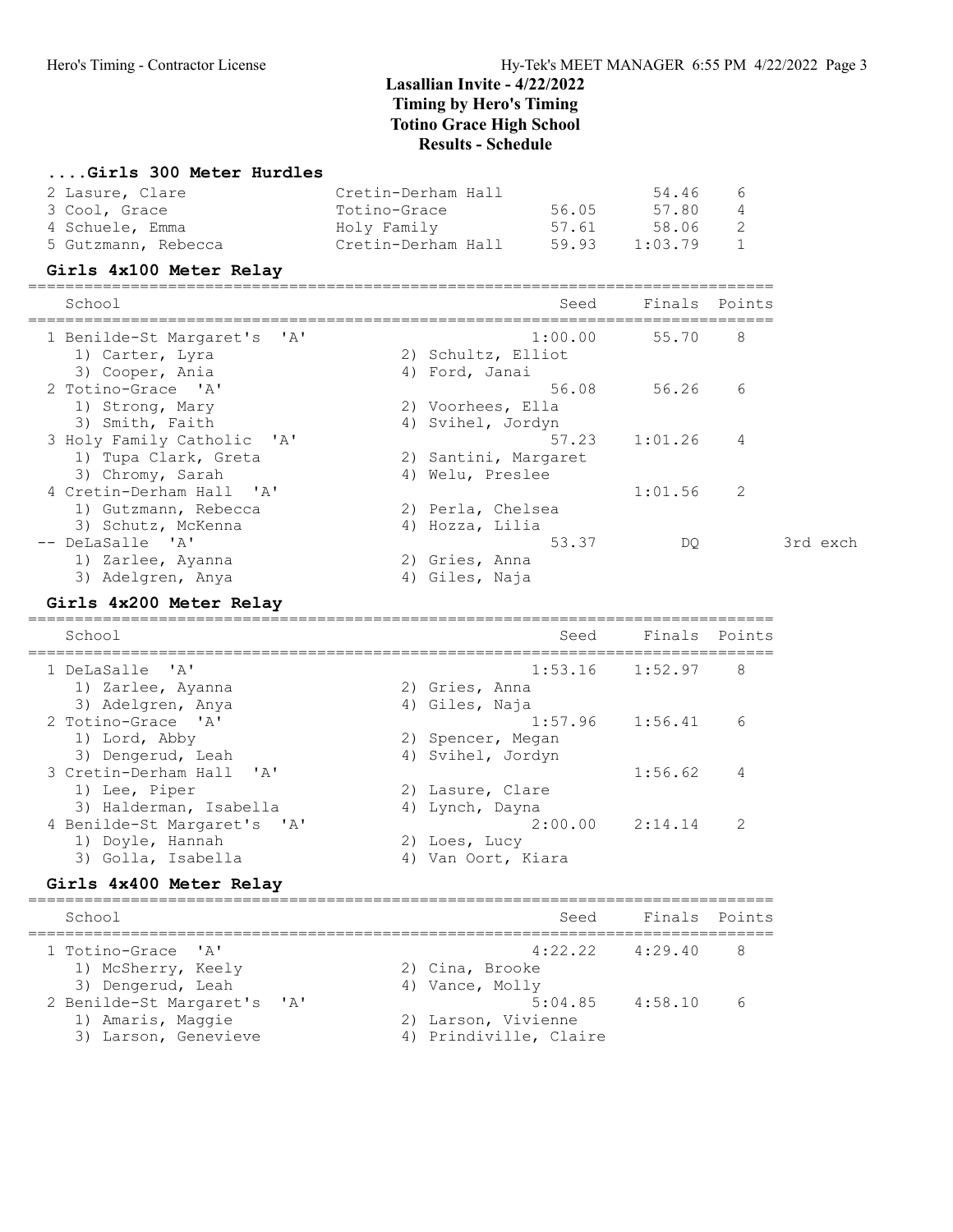## Lasallian Invite - 4/22/2022
**Timing by Hero's Timing**
**Totino Grace High School**
**Results - Schedule**

### ....Girls 300 Meter Hurdles

| Place | Name | School | Seed | Finals | Points |
|---|---|---|---|---|---|
| 2 | Lasure, Clare | Cretin-Derham Hall | | 54.46 | 6 |
| 3 | Cool, Grace | Totino-Grace | 56.05 | 57.80 | 4 |
| 4 | Schuele, Emma | Holy Family | 57.61 | 58.06 | 2 |
| 5 | Gutzmann, Rebecca | Cretin-Derham Hall | 59.93 | 1:03.79 | 1 |

### Girls 4x100 Meter Relay

| Place | School | Seed | Finals | Points | Note |
|---|---|---|---|---|---|
| 1 | Benilde-St Margaret's 'A' | 1:00.00 | 55.70 | 8 | |
| | 1) Carter, Lyra; 2) Schultz, Elliot; 3) Cooper, Ania; 4) Ford, Janai | | | | |
| 2 | Totino-Grace 'A' | 56.08 | 56.26 | 6 | |
| | 1) Strong, Mary; 2) Voorhees, Ella; 3) Smith, Faith; 4) Svihel, Jordyn | | | | |
| 3 | Holy Family Catholic 'A' | 57.23 | 1:01.26 | 4 | |
| | 1) Tupa Clark, Greta; 2) Santini, Margaret; 3) Chromy, Sarah; 4) Welu, Preslee | | | | |
| 4 | Cretin-Derham Hall 'A' | | 1:01.56 | 2 | |
| | 1) Gutzmann, Rebecca; 2) Perla, Chelsea; 3) Schutz, McKenna; 4) Hozza, Lilia | | | | |
| -- | DeLaSalle 'A' | 53.37 | DQ | | 3rd exch |
| | 1) Zarlee, Ayanna; 2) Gries, Anna; 3) Adelgren, Anya; 4) Giles, Naja | | | | |

### Girls 4x200 Meter Relay

| Place | School | Seed | Finals | Points |
|---|---|---|---|---|
| 1 | DeLaSalle 'A' | 1:53.16 | 1:52.97 | 8 |
| | 1) Zarlee, Ayanna; 2) Gries, Anna; 3) Adelgren, Anya; 4) Giles, Naja | | | |
| 2 | Totino-Grace 'A' | 1:57.96 | 1:56.41 | 6 |
| | 1) Lord, Abby; 2) Spencer, Megan; 3) Dengerud, Leah; 4) Svihel, Jordyn | | | |
| 3 | Cretin-Derham Hall 'A' | | 1:56.62 | 4 |
| | 1) Lee, Piper; 2) Lasure, Clare; 3) Halderman, Isabella; 4) Lynch, Dayna | | | |
| 4 | Benilde-St Margaret's 'A' | 2:00.00 | 2:14.14 | 2 |
| | 1) Doyle, Hannah; 2) Loes, Lucy; 3) Golla, Isabella; 4) Van Oort, Kiara | | | |

### Girls 4x400 Meter Relay

| Place | School | Seed | Finals | Points |
|---|---|---|---|---|
| 1 | Totino-Grace 'A' | 4:22.22 | 4:29.40 | 8 |
| | 1) McSherry, Keely; 2) Cina, Brooke; 3) Dengerud, Leah; 4) Vance, Molly | | | |
| 2 | Benilde-St Margaret's 'A' | 5:04.85 | 4:58.10 | 6 |
| | 1) Amaris, Maggie; 2) Larson, Vivienne; 3) Larson, Genevieve; 4) Prindiville, Claire | | | |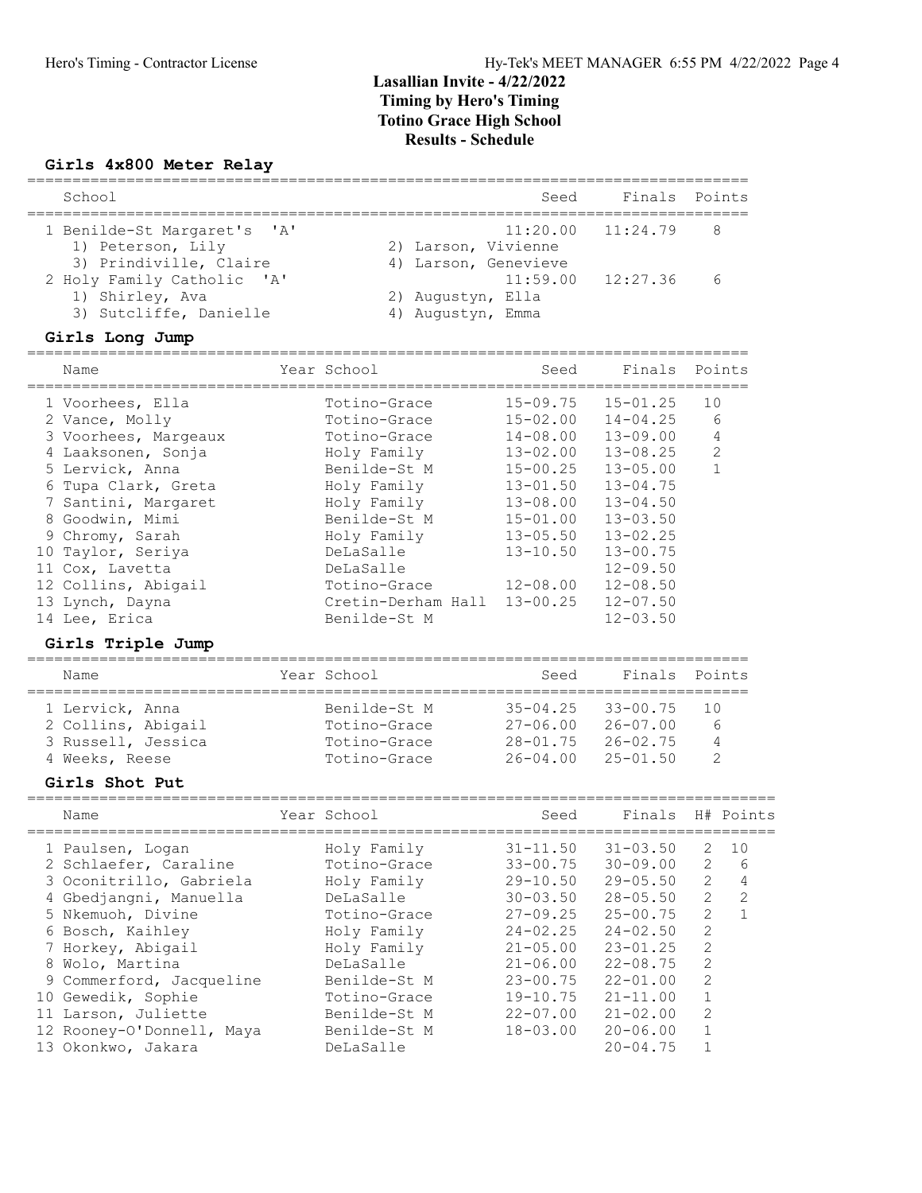# Lasallian Invite - 4/22/2022
## Timing by Hero's Timing
## Totino Grace High School
## Results - Schedule

### Girls 4x800 Meter Relay

| School | Seed | Finals | Points |
|---|---|---|---|
| 1 Benilde-St Margaret's 'A' | 11:20.00 | 11:24.79 | 8 |
| 1) Peterson, Lily 2) Larson, Vivienne 3) Prindiville, Claire 4) Larson, Genevieve | | | |
| 2 Holy Family Catholic 'A' | 11:59.00 | 12:27.36 | 6 |
| 1) Shirley, Ava 2) Augustyn, Ella 3) Sutcliffe, Danielle 4) Augustyn, Emma | | | |

### Girls Long Jump

| Name | Year | School | Seed | Finals | Points |
|---|---|---|---|---|---|
| 1 Voorhees, Ella | | Totino-Grace | 15-09.75 | 15-01.25 | 10 |
| 2 Vance, Molly | | Totino-Grace | 15-02.00 | 14-04.25 | 6 |
| 3 Voorhees, Margeaux | | Totino-Grace | 14-08.00 | 13-09.00 | 4 |
| 4 Laaksonen, Sonja | | Holy Family | 13-02.00 | 13-08.25 | 2 |
| 5 Lervick, Anna | | Benilde-St M | 15-00.25 | 13-05.00 | 1 |
| 6 Tupa Clark, Greta | | Holy Family | 13-01.50 | 13-04.75 | |
| 7 Santini, Margaret | | Holy Family | 13-08.00 | 13-04.50 | |
| 8 Goodwin, Mimi | | Benilde-St M | 15-01.00 | 13-03.50 | |
| 9 Chromy, Sarah | | Holy Family | 13-05.50 | 13-02.25 | |
| 10 Taylor, Seriya | | DeLaSalle | 13-10.50 | 13-00.75 | |
| 11 Cox, Lavetta | | DeLaSalle | | 12-09.50 | |
| 12 Collins, Abigail | | Totino-Grace | 12-08.00 | 12-08.50 | |
| 13 Lynch, Dayna | | Cretin-Derham Hall | 13-00.25 | 12-07.50 | |
| 14 Lee, Erica | | Benilde-St M | | 12-03.50 | |

### Girls Triple Jump

| Name | Year | School | Seed | Finals | Points |
|---|---|---|---|---|---|
| 1 Lervick, Anna | | Benilde-St M | 35-04.25 | 33-00.75 | 10 |
| 2 Collins, Abigail | | Totino-Grace | 27-06.00 | 26-07.00 | 6 |
| 3 Russell, Jessica | | Totino-Grace | 28-01.75 | 26-02.75 | 4 |
| 4 Weeks, Reese | | Totino-Grace | 26-04.00 | 25-01.50 | 2 |

### Girls Shot Put

| Name | Year | School | Seed | Finals | H# | Points |
|---|---|---|---|---|---|---|
| 1 Paulsen, Logan | | Holy Family | 31-11.50 | 31-03.50 | 2 | 10 |
| 2 Schlaefer, Caraline | | Totino-Grace | 33-00.75 | 30-09.00 | 2 | 6 |
| 3 Oconitrillo, Gabriela | | Holy Family | 29-10.50 | 29-05.50 | 2 | 4 |
| 4 Gbedjangni, Manuella | | DeLaSalle | 30-03.50 | 28-05.50 | 2 | 2 |
| 5 Nkemuoh, Divine | | Totino-Grace | 27-09.25 | 25-00.75 | 2 | 1 |
| 6 Bosch, Kaihley | | Holy Family | 24-02.25 | 24-02.50 | 2 | |
| 7 Horkey, Abigail | | Holy Family | 21-05.00 | 23-01.25 | 2 | |
| 8 Wolo, Martina | | DeLaSalle | 21-06.00 | 22-08.75 | 2 | |
| 9 Commerford, Jacqueline | | Benilde-St M | 23-00.75 | 22-01.00 | 2 | |
| 10 Gewedik, Sophie | | Totino-Grace | 19-10.75 | 21-11.00 | 1 | |
| 11 Larson, Juliette | | Benilde-St M | 22-07.00 | 21-02.00 | 2 | |
| 12 Rooney-O'Donnell, Maya | | Benilde-St M | 18-03.00 | 20-06.00 | 1 | |
| 13 Okonkwo, Jakara | | DeLaSalle | | 20-04.75 | 1 | |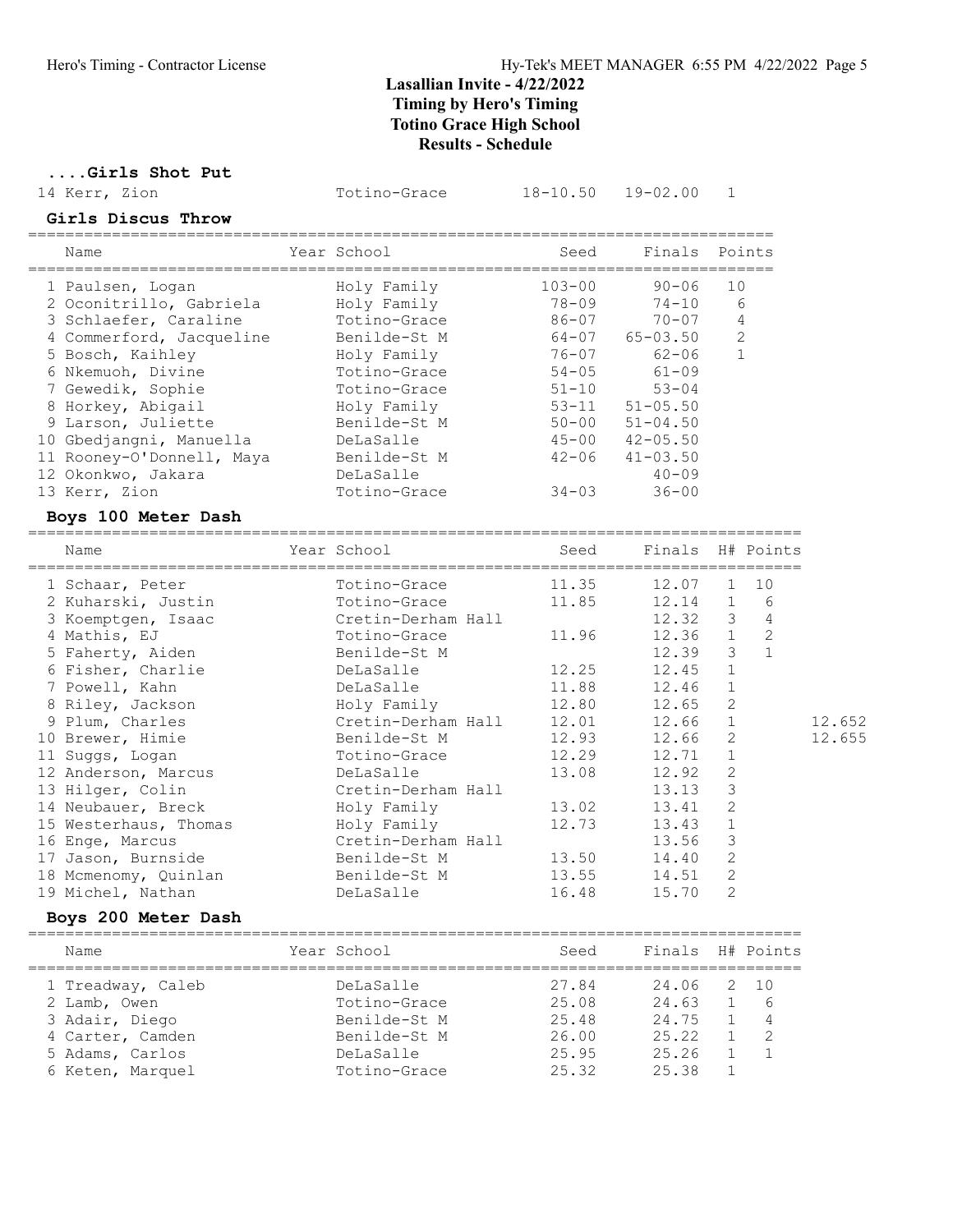# Lasallian Invite - 4/22/2022
## Timing by Hero's Timing
## Totino Grace High School
## Results - Schedule

### ....Girls Shot Put

| Name | Year School | Seed | Finals | Points |
|---|---|---|---|---|
| 14 Kerr, Zion | Totino-Grace | 18-10.50 | 19-02.00 | 1 |

### Girls Discus Throw

| Name | Year School | Seed | Finals | Points |
|---|---|---|---|---|
| 1 Paulsen, Logan | Holy Family | 103-00 | 90-06 | 10 |
| 2 Oconitrillo, Gabriela | Holy Family | 78-09 | 74-10 | 6 |
| 3 Schlaefer, Caraline | Totino-Grace | 86-07 | 70-07 | 4 |
| 4 Commerford, Jacqueline | Benilde-St M | 64-07 | 65-03.50 | 2 |
| 5 Bosch, Kaihley | Holy Family | 76-07 | 62-06 | 1 |
| 6 Nkemuoh, Divine | Totino-Grace | 54-05 | 61-09 | |
| 7 Gewedik, Sophie | Totino-Grace | 51-10 | 53-04 | |
| 8 Horkey, Abigail | Holy Family | 53-11 | 51-05.50 | |
| 9 Larson, Juliette | Benilde-St M | 50-00 | 51-04.50 | |
| 10 Gbedjangni, Manuella | DeLaSalle | 45-00 | 42-05.50 | |
| 11 Rooney-O'Donnell, Maya | Benilde-St M | 42-06 | 41-03.50 | |
| 12 Okonkwo, Jakara | DeLaSalle | | 40-09 | |
| 13 Kerr, Zion | Totino-Grace | 34-03 | 36-00 | |

### Boys 100 Meter Dash

| Name | Year School | Seed | Finals | H# | Points | |
|---|---|---|---|---|---|---|
| 1 Schaar, Peter | Totino-Grace | 11.35 | 12.07 | 1 | 10 | |
| 2 Kuharski, Justin | Totino-Grace | 11.85 | 12.14 | 1 | 6 | |
| 3 Koemptgen, Isaac | Cretin-Derham Hall | | 12.32 | 3 | 4 | |
| 4 Mathis, EJ | Totino-Grace | 11.96 | 12.36 | 1 | 2 | |
| 5 Faherty, Aiden | Benilde-St M | | 12.39 | 3 | 1 | |
| 6 Fisher, Charlie | DeLaSalle | 12.25 | 12.45 | 1 | | |
| 7 Powell, Kahn | DeLaSalle | 11.88 | 12.46 | 1 | | |
| 8 Riley, Jackson | Holy Family | 12.80 | 12.65 | 2 | | |
| 9 Plum, Charles | Cretin-Derham Hall | 12.01 | 12.66 | 1 | | 12.652 |
| 10 Brewer, Himie | Benilde-St M | 12.93 | 12.66 | 2 | | 12.655 |
| 11 Suggs, Logan | Totino-Grace | 12.29 | 12.71 | 1 | | |
| 12 Anderson, Marcus | DeLaSalle | 13.08 | 12.92 | 2 | | |
| 13 Hilger, Colin | Cretin-Derham Hall | | 13.13 | 3 | | |
| 14 Neubauer, Breck | Holy Family | 13.02 | 13.41 | 2 | | |
| 15 Westerhaus, Thomas | Holy Family | 12.73 | 13.43 | 1 | | |
| 16 Enge, Marcus | Cretin-Derham Hall | | 13.56 | 3 | | |
| 17 Jason, Burnside | Benilde-St M | 13.50 | 14.40 | 2 | | |
| 18 Mcmenomy, Quinlan | Benilde-St M | 13.55 | 14.51 | 2 | | |
| 19 Michel, Nathan | DeLaSalle | 16.48 | 15.70 | 2 | | |

### Boys 200 Meter Dash

| Name | Year School | Seed | Finals | H# | Points |
|---|---|---|---|---|---|
| 1 Treadway, Caleb | DeLaSalle | 27.84 | 24.06 | 2 | 10 |
| 2 Lamb, Owen | Totino-Grace | 25.08 | 24.63 | 1 | 6 |
| 3 Adair, Diego | Benilde-St M | 25.48 | 24.75 | 1 | 4 |
| 4 Carter, Camden | Benilde-St M | 26.00 | 25.22 | 1 | 2 |
| 5 Adams, Carlos | DeLaSalle | 25.95 | 25.26 | 1 | 1 |
| 6 Keten, Marquel | Totino-Grace | 25.32 | 25.38 | 1 | |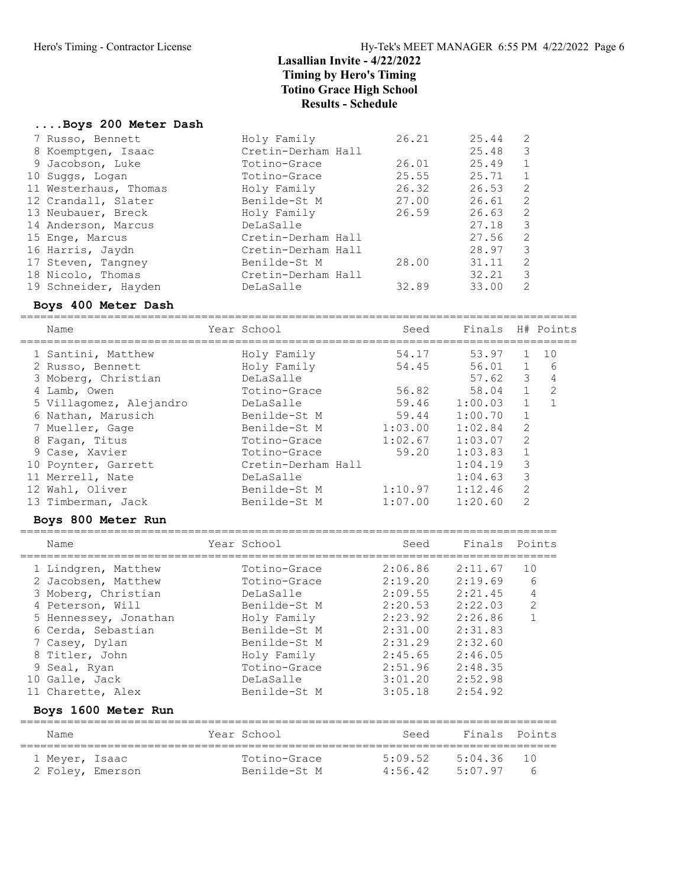## Lasallian Invite - 4/22/2022
## Timing by Hero's Timing
## Totino Grace High School
## Results - Schedule

### ....Boys 200 Meter Dash

| Place | Name | Year | School | Seed | Finals | H# | Points |
|---|---|---|---|---|---|---|---|
| 7 | Russo, Bennett | | Holy Family | 26.21 | 25.44 | 2 | |
| 8 | Koemptgen, Isaac | | Cretin-Derham Hall | | 25.48 | 3 | |
| 9 | Jacobson, Luke | | Totino-Grace | 26.01 | 25.49 | 1 | |
| 10 | Suggs, Logan | | Totino-Grace | 25.55 | 25.71 | 1 | |
| 11 | Westerhaus, Thomas | | Holy Family | 26.32 | 26.53 | 2 | |
| 12 | Crandall, Slater | | Benilde-St M | 27.00 | 26.61 | 2 | |
| 13 | Neubauer, Breck | | Holy Family | 26.59 | 26.63 | 2 | |
| 14 | Anderson, Marcus | | DeLaSalle | | 27.18 | 3 | |
| 15 | Enge, Marcus | | Cretin-Derham Hall | | 27.56 | 2 | |
| 16 | Harris, Jaydn | | Cretin-Derham Hall | | 28.97 | 3 | |
| 17 | Steven, Tangney | | Benilde-St M | 28.00 | 31.11 | 2 | |
| 18 | Nicolo, Thomas | | Cretin-Derham Hall | | 32.21 | 3 | |
| 19 | Schneider, Hayden | | DeLaSalle | 32.89 | 33.00 | 2 | |

### Boys 400 Meter Dash

| Place | Name | Year | School | Seed | Finals | H# | Points |
|---|---|---|---|---|---|---|---|
| 1 | Santini, Matthew | | Holy Family | 54.17 | 53.97 | 1 | 10 |
| 2 | Russo, Bennett | | Holy Family | 54.45 | 56.01 | 1 | 6 |
| 3 | Moberg, Christian | | DeLaSalle | | 57.62 | 3 | 4 |
| 4 | Lamb, Owen | | Totino-Grace | 56.82 | 58.04 | 1 | 2 |
| 5 | Villagomez, Alejandro | | DeLaSalle | 59.46 | 1:00.03 | 1 | 1 |
| 6 | Nathan, Marusich | | Benilde-St M | 59.44 | 1:00.70 | 1 | |
| 7 | Mueller, Gage | | Benilde-St M | 1:03.00 | 1:02.84 | 2 | |
| 8 | Fagan, Titus | | Totino-Grace | 1:02.67 | 1:03.07 | 2 | |
| 9 | Case, Xavier | | Totino-Grace | 59.20 | 1:03.83 | 1 | |
| 10 | Poynter, Garrett | | Cretin-Derham Hall | | 1:04.19 | 3 | |
| 11 | Merrell, Nate | | DeLaSalle | | 1:04.63 | 3 | |
| 12 | Wahl, Oliver | | Benilde-St M | 1:10.97 | 1:12.46 | 2 | |
| 13 | Timberman, Jack | | Benilde-St M | 1:07.00 | 1:20.60 | 2 | |

### Boys 800 Meter Run

| Place | Name | Year | School | Seed | Finals | Points |
|---|---|---|---|---|---|---|
| 1 | Lindgren, Matthew | | Totino-Grace | 2:06.86 | 2:11.67 | 10 |
| 2 | Jacobsen, Matthew | | Totino-Grace | 2:19.20 | 2:19.69 | 6 |
| 3 | Moberg, Christian | | DeLaSalle | 2:09.55 | 2:21.45 | 4 |
| 4 | Peterson, Will | | Benilde-St M | 2:20.53 | 2:22.03 | 2 |
| 5 | Hennessey, Jonathan | | Holy Family | 2:23.92 | 2:26.86 | 1 |
| 6 | Cerda, Sebastian | | Benilde-St M | 2:31.00 | 2:31.83 | |
| 7 | Casey, Dylan | | Benilde-St M | 2:31.29 | 2:32.60 | |
| 8 | Titler, John | | Holy Family | 2:45.65 | 2:46.05 | |
| 9 | Seal, Ryan | | Totino-Grace | 2:51.96 | 2:48.35 | |
| 10 | Galle, Jack | | DeLaSalle | 3:01.20 | 2:52.98 | |
| 11 | Charette, Alex | | Benilde-St M | 3:05.18 | 2:54.92 | |

### Boys 1600 Meter Run

| Place | Name | Year | School | Seed | Finals | Points |
|---|---|---|---|---|---|---|
| 1 | Meyer, Isaac | | Totino-Grace | 5:09.52 | 5:04.36 | 10 |
| 2 | Foley, Emerson | | Benilde-St M | 4:56.42 | 5:07.97 | 6 |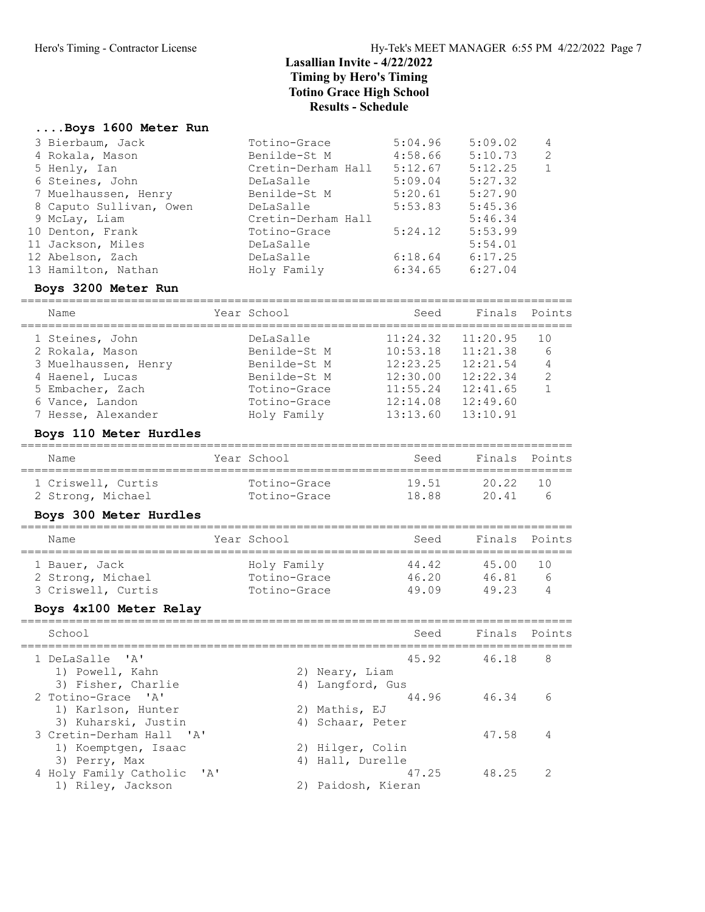## Lasallian Invite - 4/22/2022
## Timing by Hero's Timing
## Totino Grace High School
## Results - Schedule

### ....Boys 1600 Meter Run

| Name | Year | School | Seed | Finals | Points |
|---|---|---|---|---|---|
| 3 Bierbaum, Jack | | Totino-Grace | 5:04.96 | 5:09.02 | 4 |
| 4 Rokala, Mason | | Benilde-St M | 4:58.66 | 5:10.73 | 2 |
| 5 Henly, Ian | | Cretin-Derham Hall | 5:12.67 | 5:12.25 | 1 |
| 6 Steines, John | | DeLaSalle | 5:09.04 | 5:27.32 | |
| 7 Muelhaussen, Henry | | Benilde-St M | 5:20.61 | 5:27.90 | |
| 8 Caputo Sullivan, Owen | | DeLaSalle | 5:53.83 | 5:45.36 | |
| 9 McLay, Liam | | Cretin-Derham Hall | | 5:46.34 | |
| 10 Denton, Frank | | Totino-Grace | 5:24.12 | 5:53.99 | |
| 11 Jackson, Miles | | DeLaSalle | | 5:54.01 | |
| 12 Abelson, Zach | | DeLaSalle | 6:18.64 | 6:17.25 | |
| 13 Hamilton, Nathan | | Holy Family | 6:34.65 | 6:27.04 | |

### Boys 3200 Meter Run

| Name | Year | School | Seed | Finals | Points |
|---|---|---|---|---|---|
| 1 Steines, John | | DeLaSalle | 11:24.32 | 11:20.95 | 10 |
| 2 Rokala, Mason | | Benilde-St M | 10:53.18 | 11:21.38 | 6 |
| 3 Muelhaussen, Henry | | Benilde-St M | 12:23.25 | 12:21.54 | 4 |
| 4 Haenel, Lucas | | Benilde-St M | 12:30.00 | 12:22.34 | 2 |
| 5 Embacher, Zach | | Totino-Grace | 11:55.24 | 12:41.65 | 1 |
| 6 Vance, Landon | | Totino-Grace | 12:14.08 | 12:49.60 | |
| 7 Hesse, Alexander | | Holy Family | 13:13.60 | 13:10.91 | |

### Boys 110 Meter Hurdles

| Name | Year | School | Seed | Finals | Points |
|---|---|---|---|---|---|
| 1 Criswell, Curtis | | Totino-Grace | 19.51 | 20.22 | 10 |
| 2 Strong, Michael | | Totino-Grace | 18.88 | 20.41 | 6 |

### Boys 300 Meter Hurdles

| Name | Year | School | Seed | Finals | Points |
|---|---|---|---|---|---|
| 1 Bauer, Jack | | Holy Family | 44.42 | 45.00 | 10 |
| 2 Strong, Michael | | Totino-Grace | 46.20 | 46.81 | 6 |
| 3 Criswell, Curtis | | Totino-Grace | 49.09 | 49.23 | 4 |

### Boys 4x100 Meter Relay

| School | Seed | Finals | Points |
|---|---|---|---|
| 1 DeLaSalle 'A' | 45.92 | 46.18 | 8 |
| 1) Powell, Kahn; 2) Neary, Liam; 3) Fisher, Charlie; 4) Langford, Gus | | | |
| 2 Totino-Grace 'A' | 44.96 | 46.34 | 6 |
| 1) Karlson, Hunter; 2) Mathis, EJ; 3) Kuharski, Justin; 4) Schaar, Peter | | | |
| 3 Cretin-Derham Hall 'A' | | 47.58 | 4 |
| 1) Koemptgen, Isaac; 2) Hilger, Colin; 3) Perry, Max; 4) Hall, Durelle | | | |
| 4 Holy Family Catholic 'A' | 47.25 | 48.25 | 2 |
| 1) Riley, Jackson; 2) Paidosh, Kieran | | | |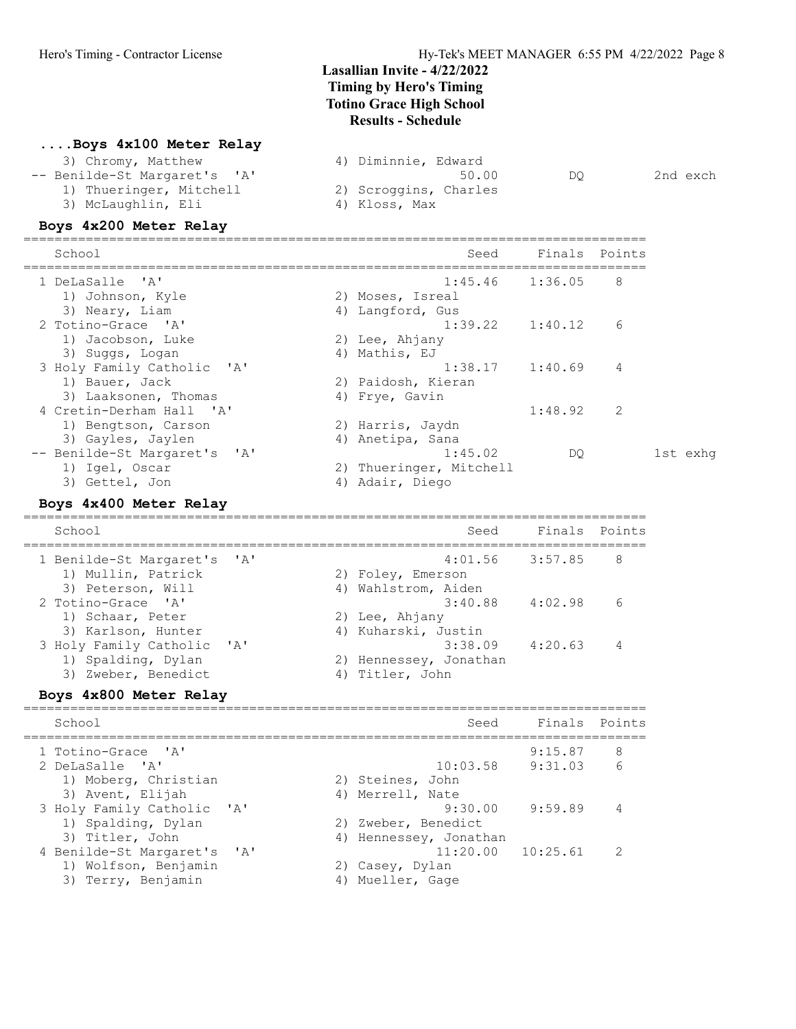# Lasallian Invite - 4/22/2022
## Timing by Hero's Timing
## Totino Grace High School
## Results - Schedule

### ....Boys 4x100 Meter Relay

| School | Seed | Finals | Points | |
|---|---|---|---|---|
| 3) Chromy, Matthew | 4) Diminnie, Edward | | | |
| -- Benilde-St Margaret's 'A' | 50.00 | DQ | | 2nd exch |
| 1) Thueringer, Mitchell | 2) Scroggins, Charles | | | |
| 3) McLaughlin, Eli | 4) Kloss, Max | | | |

### Boys 4x200 Meter Relay

| School | Seed | Finals | Points | |
|---|---|---|---|---|
| 1 DeLaSalle 'A' | 1:45.46 | 1:36.05 | 8 | |
| 1) Johnson, Kyle | 2) Moses, Isreal | | | |
| 3) Neary, Liam | 4) Langford, Gus | | | |
| 2 Totino-Grace 'A' | 1:39.22 | 1:40.12 | 6 | |
| 1) Jacobson, Luke | 2) Lee, Ahjany | | | |
| 3) Suggs, Logan | 4) Mathis, EJ | | | |
| 3 Holy Family Catholic 'A' | 1:38.17 | 1:40.69 | 4 | |
| 1) Bauer, Jack | 2) Paidosh, Kieran | | | |
| 3) Laaksonen, Thomas | 4) Frye, Gavin | | | |
| 4 Cretin-Derham Hall 'A' | | 1:48.92 | 2 | |
| 1) Bengtson, Carson | 2) Harris, Jaydn | | | |
| 3) Gayles, Jaylen | 4) Anetipa, Sana | | | |
| -- Benilde-St Margaret's 'A' | 1:45.02 | DQ | | 1st exhg |
| 1) Igel, Oscar | 2) Thueringer, Mitchell | | | |
| 3) Gettel, Jon | 4) Adair, Diego | | | |

### Boys 4x400 Meter Relay

| School | Seed | Finals | Points |
|---|---|---|---|
| 1 Benilde-St Margaret's 'A' | 4:01.56 | 3:57.85 | 8 |
| 1) Mullin, Patrick | 2) Foley, Emerson | | |
| 3) Peterson, Will | 4) Wahlstrom, Aiden | | |
| 2 Totino-Grace 'A' | 3:40.88 | 4:02.98 | 6 |
| 1) Schaar, Peter | 2) Lee, Ahjany | | |
| 3) Karlson, Hunter | 4) Kuharski, Justin | | |
| 3 Holy Family Catholic 'A' | 3:38.09 | 4:20.63 | 4 |
| 1) Spalding, Dylan | 2) Hennessey, Jonathan | | |
| 3) Zweber, Benedict | 4) Titler, John | | |

### Boys 4x800 Meter Relay

| School | Seed | Finals | Points |
|---|---|---|---|
| 1 Totino-Grace 'A' | | 9:15.87 | 8 |
| 2 DeLaSalle 'A' | 10:03.58 | 9:31.03 | 6 |
| 1) Moberg, Christian | 2) Steines, John | | |
| 3) Avent, Elijah | 4) Merrell, Nate | | |
| 3 Holy Family Catholic 'A' | 9:30.00 | 9:59.89 | 4 |
| 1) Spalding, Dylan | 2) Zweber, Benedict | | |
| 3) Titler, John | 4) Hennessey, Jonathan | | |
| 4 Benilde-St Margaret's 'A' | 11:20.00 | 10:25.61 | 2 |
| 1) Wolfson, Benjamin | 2) Casey, Dylan | | |
| 3) Terry, Benjamin | 4) Mueller, Gage | | |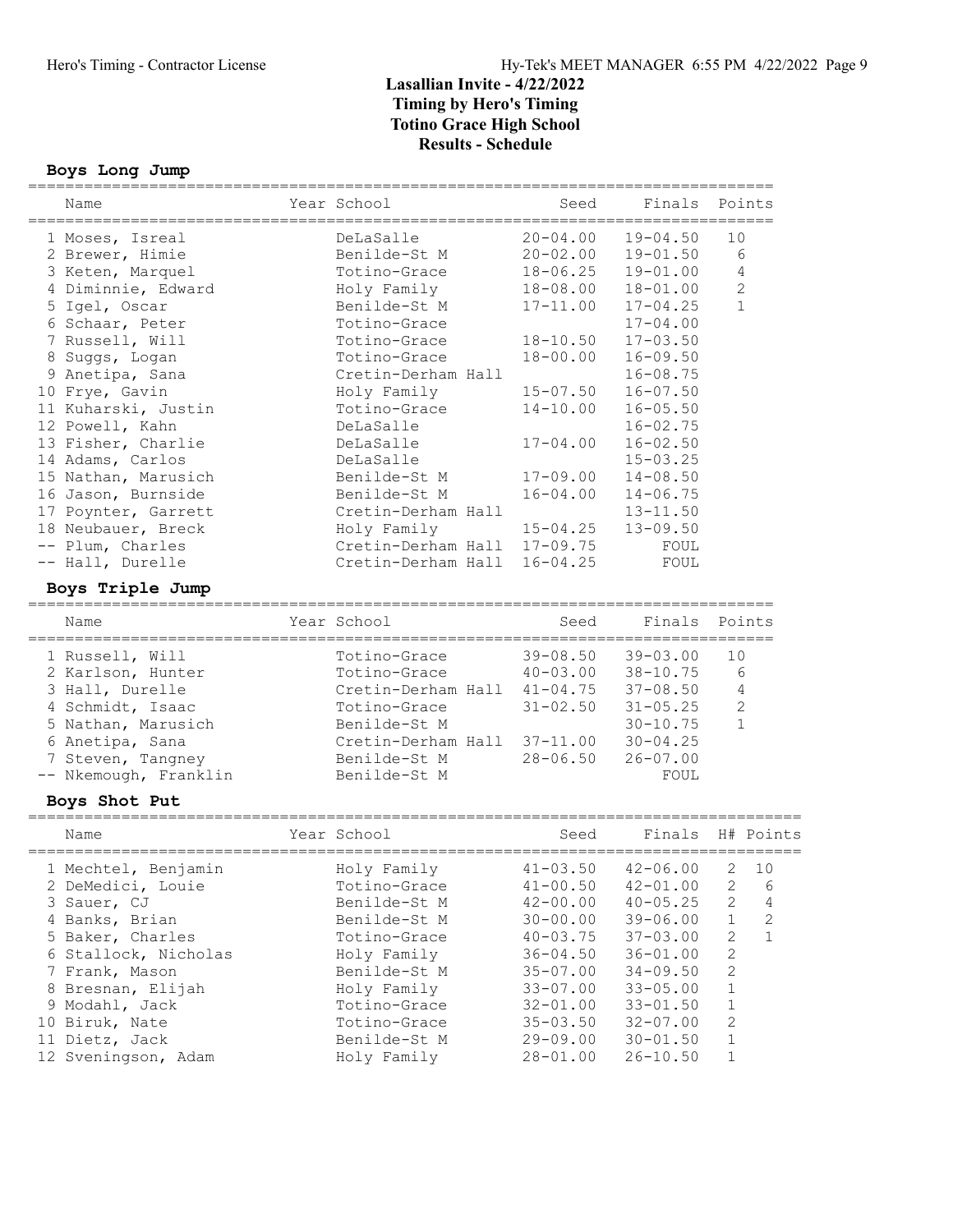# Lasallian Invite - 4/22/2022
## Timing by Hero's Timing
## Totino Grace High School
## Results - Schedule

### Boys Long Jump

| Name | Year | School | Seed | Finals | Points |
|---|---|---|---|---|---|
| 1 Moses, Isreal | | DeLaSalle | 20-04.00 | 19-04.50 | 10 |
| 2 Brewer, Himie | | Benilde-St M | 20-02.00 | 19-01.50 | 6 |
| 3 Keten, Marquel | | Totino-Grace | 18-06.25 | 19-01.00 | 4 |
| 4 Diminnie, Edward | | Holy Family | 18-08.00 | 18-01.00 | 2 |
| 5 Igel, Oscar | | Benilde-St M | 17-11.00 | 17-04.25 | 1 |
| 6 Schaar, Peter | | Totino-Grace | | 17-04.00 | |
| 7 Russell, Will | | Totino-Grace | 18-10.50 | 17-03.50 | |
| 8 Suggs, Logan | | Totino-Grace | 18-00.00 | 16-09.50 | |
| 9 Anetipa, Sana | | Cretin-Derham Hall | | 16-08.75 | |
| 10 Frye, Gavin | | Holy Family | 15-07.50 | 16-07.50 | |
| 11 Kuharski, Justin | | Totino-Grace | 14-10.00 | 16-05.50 | |
| 12 Powell, Kahn | | DeLaSalle | | 16-02.75 | |
| 13 Fisher, Charlie | | DeLaSalle | 17-04.00 | 16-02.50 | |
| 14 Adams, Carlos | | DeLaSalle | | 15-03.25 | |
| 15 Nathan, Marusich | | Benilde-St M | 17-09.00 | 14-08.50 | |
| 16 Jason, Burnside | | Benilde-St M | 16-04.00 | 14-06.75 | |
| 17 Poynter, Garrett | | Cretin-Derham Hall | | 13-11.50 | |
| 18 Neubauer, Breck | | Holy Family | 15-04.25 | 13-09.50 | |
| -- Plum, Charles | | Cretin-Derham Hall | 17-09.75 | FOUL | |
| -- Hall, Durelle | | Cretin-Derham Hall | 16-04.25 | FOUL | |

### Boys Triple Jump

| Name | Year | School | Seed | Finals | Points |
|---|---|---|---|---|---|
| 1 Russell, Will | | Totino-Grace | 39-08.50 | 39-03.00 | 10 |
| 2 Karlson, Hunter | | Totino-Grace | 40-03.00 | 38-10.75 | 6 |
| 3 Hall, Durelle | | Cretin-Derham Hall | 41-04.75 | 37-08.50 | 4 |
| 4 Schmidt, Isaac | | Totino-Grace | 31-02.50 | 31-05.25 | 2 |
| 5 Nathan, Marusich | | Benilde-St M | | 30-10.75 | 1 |
| 6 Anetipa, Sana | | Cretin-Derham Hall | 37-11.00 | 30-04.25 | |
| 7 Steven, Tangney | | Benilde-St M | 28-06.50 | 26-07.00 | |
| -- Nkemough, Franklin | | Benilde-St M | | FOUL | |

### Boys Shot Put

| Name | Year | School | Seed | Finals | H# | Points |
|---|---|---|---|---|---|---|
| 1 Mechtel, Benjamin | | Holy Family | 41-03.50 | 42-06.00 | 2 | 10 |
| 2 DeMedici, Louie | | Totino-Grace | 41-00.50 | 42-01.00 | 2 | 6 |
| 3 Sauer, CJ | | Benilde-St M | 42-00.00 | 40-05.25 | 2 | 4 |
| 4 Banks, Brian | | Benilde-St M | 30-00.00 | 39-06.00 | 1 | 2 |
| 5 Baker, Charles | | Totino-Grace | 40-03.75 | 37-03.00 | 2 | 1 |
| 6 Stallock, Nicholas | | Holy Family | 36-04.50 | 36-01.00 | 2 | |
| 7 Frank, Mason | | Benilde-St M | 35-07.00 | 34-09.50 | 2 | |
| 8 Bresnan, Elijah | | Holy Family | 33-07.00 | 33-05.00 | 1 | |
| 9 Modahl, Jack | | Totino-Grace | 32-01.00 | 33-01.50 | 1 | |
| 10 Biruk, Nate | | Totino-Grace | 35-03.50 | 32-07.00 | 2 | |
| 11 Dietz, Jack | | Benilde-St M | 29-09.00 | 30-01.50 | 1 | |
| 12 Sveningson, Adam | | Holy Family | 28-01.00 | 26-10.50 | 1 | |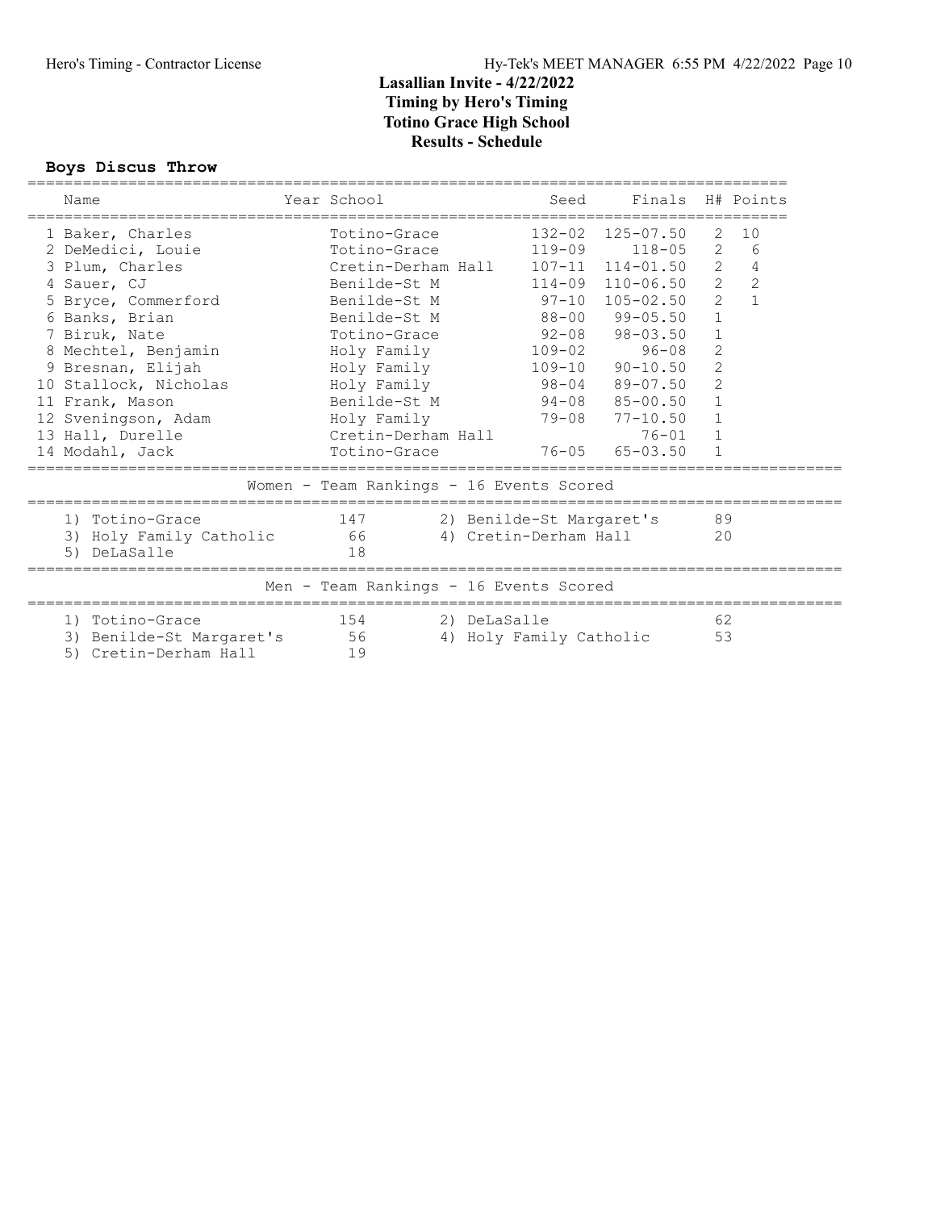# Lasallian Invite - 4/22/2022

## Timing by Hero's Timing

## Totino Grace High School

## Results - Schedule

### Boys Discus Throw

| Name | Year | School | Seed | Finals | H# | Points |
|---|---|---|---|---|---|---|
| 1 Baker, Charles | | Totino-Grace | 132-02 | 125-07.50 | 2 | 10 |
| 2 DeMedici, Louie | | Totino-Grace | 119-09 | 118-05 | 2 | 6 |
| 3 Plum, Charles | | Cretin-Derham Hall | 107-11 | 114-01.50 | 2 | 4 |
| 4 Sauer, CJ | | Benilde-St M | 114-09 | 110-06.50 | 2 | 2 |
| 5 Bryce, Commerford | | Benilde-St M | 97-10 | 105-02.50 | 2 | 1 |
| 6 Banks, Brian | | Benilde-St M | 88-00 | 99-05.50 | 1 | |
| 7 Biruk, Nate | | Totino-Grace | 92-08 | 98-03.50 | 1 | |
| 8 Mechtel, Benjamin | | Holy Family | 109-02 | 96-08 | 2 | |
| 9 Bresnan, Elijah | | Holy Family | 109-10 | 90-10.50 | 2 | |
| 10 Stallock, Nicholas | | Holy Family | 98-04 | 89-07.50 | 2 | |
| 11 Frank, Mason | | Benilde-St M | 94-08 | 85-00.50 | 1 | |
| 12 Sveningson, Adam | | Holy Family | 79-08 | 77-10.50 | 1 | |
| 13 Hall, Durelle | | Cretin-Derham Hall | | 76-01 | 1 | |
| 14 Modahl, Jack | | Totino-Grace | 76-05 | 65-03.50 | 1 | |

### Women - Team Rankings - 16 Events Scored

| | | | |
|---|---|---|---|
| 1) Totino-Grace | 147 | 2) Benilde-St Margaret's | 89 |
| 3) Holy Family Catholic | 66 | 4) Cretin-Derham Hall | 20 |
| 5) DeLaSalle | 18 | | |

### Men - Team Rankings - 16 Events Scored

| | | | |
|---|---|---|---|
| 1) Totino-Grace | 154 | 2) DeLaSalle | 62 |
| 3) Benilde-St Margaret's | 56 | 4) Holy Family Catholic | 53 |
| 5) Cretin-Derham Hall | 19 | | |